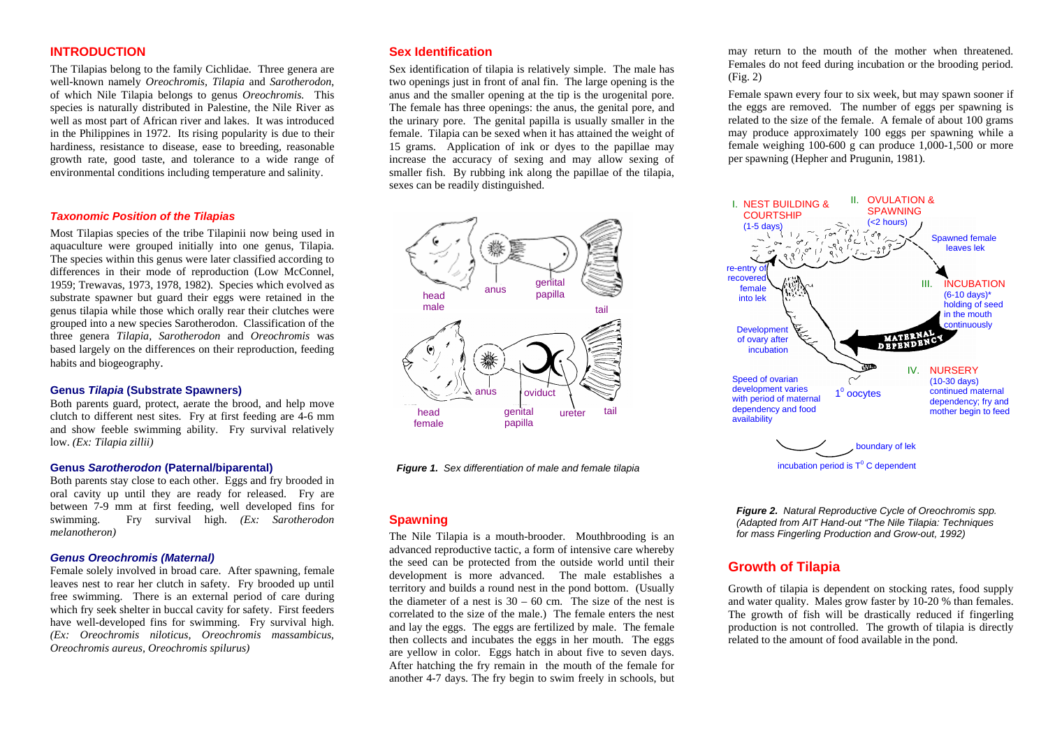## INTRODUCTION

The Tilapias belong to the family Cichlidae. Three genera are well-known namely *Oreochromis*, *Tilapia* and *Sarotherodon*, of which Nile Tilapia belongs to genus *Oreochromis.* This species is naturally distributed in Palestine, the Nile River as well as most part of African river and lakes. It was introduced in the Philippines in 1972. Its rising popularity is due to their hardiness, resistance to disease, ease to breeding, reasonable growth rate, good taste, and tolerance to a wide range of environmental conditions including temperature and salinity.

### *Taxonomic Position of the Tilapias*

Most Tilapias species of the tribe Tilapinii now being used in aquaculture were grouped initially into one genus, Tilapia. The species within this genus were later classified according to differences in their mode of reproduction (Low McConnel, 1959; Trewavas, 1973, 1978, 1982). Species which evolved as substrate spawner but guard their eggs were retained in the genus tilapia while those which orally rear their clutches were grouped into a new species Sarotherodon. Classification of the three genera *Tilapia*, *Sarotherodon* and *Oreochromis* was based largely on the differences on their reproduction, feeding habits and biogeography.

#### Genus *Tilapia* (Substrate Spawners)

Both parents guard, protect, aerate the brood, and help move clutch to different nest sites. Fry at first feeding are 4-6 mm and show feeble swimming ability. Fry survival relatively low. *(Ex: Tilapia zillii)*

#### Genus *Sarotherodon* (Paternal/biparental)

Both parents stay close to each other. Eggs and fry brooded in oral cavity up until they are ready for released. Fry are between 7-9 mm at first feeding, well developed fins for swimming. Fry survival high. *(Ex: Sarotherodon melanotheron)*

#### *Genus Oreochromis (Maternal)*

Female solely involved in broad care. After spawning, female leaves nest to rear her clutch in safety. Fry brooded up until free swimming. There is an external period of care during which fry seek shelter in buccal cavity for safety. First feeders have well-developed fins for swimming. Fry survival high. *(Ex: Oreochromis niloticus, Oreochromis massambicus, Oreochromis aureus, Oreochromis spilurus)*

## Sex Identification

Sex identification of tilapia is relatively simple. The male has two openings just in front of anal fin. The large opening is the anus and the smaller opening at the tip is the urogenital pore. The female has three openings: the anus, the genital pore, and the urinary pore. The genital papilla is usually smaller in the female. Tilapia can be sexed when it has attained the weight of 15 grams. Application of ink or dyes to the papillae may increase the accuracy of sexing and may allow sexing of smaller fish. By rubbing ink along the papillae of the tilapia, sexes can be readily distinguished.

***Figure 1.*** *Sex differentiation of male and female tilapia*

## Spawning

The Nile Tilapia is a mouth-brooder. Mouthbrooding is an advanced reproductive tactic, a form of intensive care whereby the seed can be protected from the outside world until their development is more advanced. The male establishes a territory and builds a round nest in the pond bottom. (Usually the diameter of a nest is 30 – 60 cm. The size of the nest is correlated to the size of the male.) The female enters the nest and lay the eggs. The eggs are fertilized by male. The female then collects and incubates the eggs in her mouth. The eggs are yellow in color. Eggs hatch in about five to seven days. After hatching the fry remain in the mouth of the female for another 4-7 days. The fry begin to swim freely in schools, but may return to the mouth of the mother when threatened. Females do not feed during incubation or the brooding period. (Fig. 2)

Female spawn every four to six week, but may spawn sooner if the eggs are removed. The number of eggs per spawning is related to the size of the female. A female of about 100 grams may produce approximately 100 eggs per spawning while a female weighing 100-600 g can produce 1,000-1,500 or more per spawning (Hepher and Prugunin, 1981).

***Figure 2.*** *Natural Reproductive Cycle of Oreochromis spp. (Adapted from AIT Hand-out "The Nile Tilapia: Techniques for mass Fingerling Production and Grow-out, 1992)*

## Growth of Tilapia

Growth of tilapia is dependent on stocking rates, food supply and water quality. Males grow faster by 10-20 % than females. The growth of fish will be drastically reduced if fingerling production is not controlled. The growth of tilapia is directly related to the amount of food available in the pond.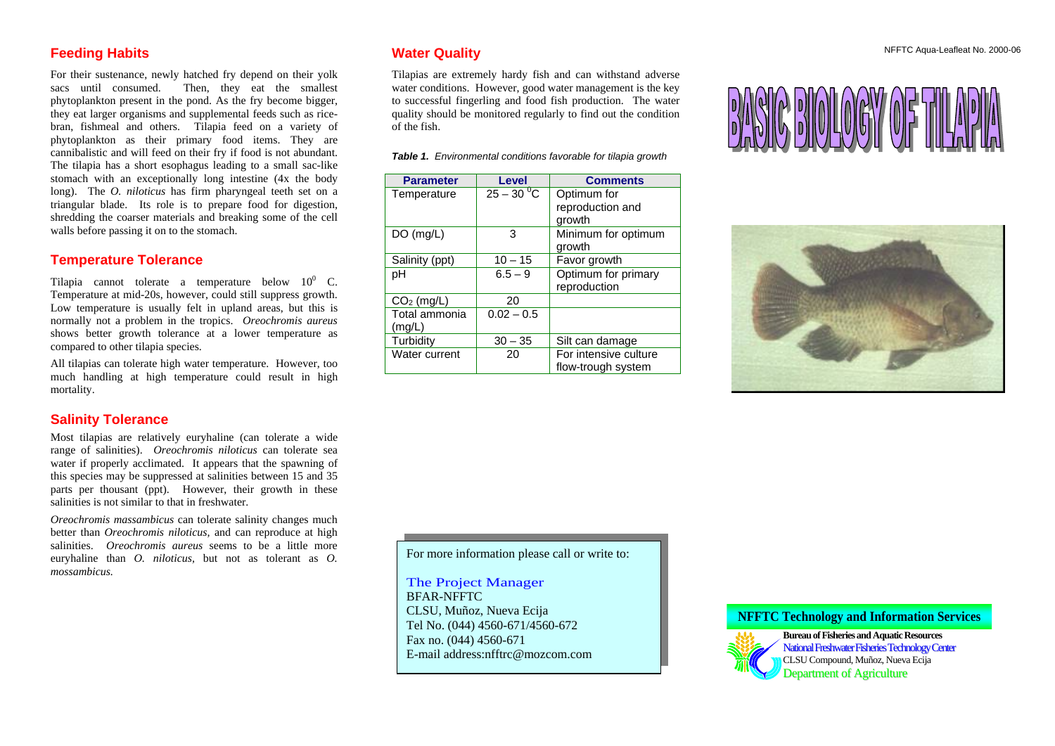## Feeding Habits

For their sustenance, newly hatched fry depend on their yolk sacs until consumed. Then, they eat the smallest phytoplankton present in the pond. As the fry become bigger, they eat larger organisms and supplemental feeds such as rice-bran, fishmeal and others. Tilapia feed on a variety of phytoplankton as their primary food items. They are cannibalistic and will feed on their fry if food is not abundant. The tilapia has a short esophagus leading to a small sac-like stomach with an exceptionally long intestine (4x the body long). The *O. niloticus* has firm pharyngeal teeth set on a triangular blade. Its role is to prepare food for digestion, shredding the coarser materials and breaking some of the cell walls before passing it on to the stomach.

## Temperature Tolerance

Tilapia cannot tolerate a temperature below $10^0$ C. Temperature at mid-20s, however, could still suppress growth. Low temperature is usually felt in upland areas, but this is normally not a problem in the tropics. *Oreochromis aureus* shows better growth tolerance at a lower temperature as compared to other tilapia species.

All tilapias can tolerate high water temperature. However, too much handling at high temperature could result in high mortality.

## Salinity Tolerance

Most tilapias are relatively euryhaline (can tolerate a wide range of salinities). *Oreochromis niloticus* can tolerate sea water if properly acclimated. It appears that the spawning of this species may be suppressed at salinities between 15 and 35 parts per thousand (ppt). However, their growth in these salinities is not similar to that in freshwater.

*Oreochromis massambicus* can tolerate salinity changes much better than *Oreochromis niloticus,* and can reproduce at high salinities. *Oreochromis aureus* seems to be a little more euryhaline than *O. niloticus,* but not as tolerant as *O. mossambicus.*

## Water Quality

Tilapias are extremely hardy fish and can withstand adverse water conditions. However, good water management is the key to successful fingerling and food fish production. The water quality should be monitored regularly to find out the condition of the fish.

***Table 1.*** *Environmental conditions favorable for tilapia growth*

| Parameter | Level | Comments |
|---|---|---|
| Temperature | $25 - 30\ ^0$C | Optimum for reproduction and growth |
| DO (mg/L) | 3 | Minimum for optimum growth |
| Salinity (ppt) | 10 – 15 | Favor growth |
| pH | 6.5 – 9 | Optimum for primary reproduction |
| $CO_2$ (mg/L) | 20 | |
| Total ammonia (mg/L) | 0.02 – 0.5 | |
| Turbidity | 30 – 35 | Silt can damage |
| Water current | 20 | For intensive culture flow-trough system |

For more information please call or write to:

The Project Manager
BFAR-NFFTC
CLSU, Muñoz, Nueva Ecija
Tel No. (044) 4560-671/4560-672
Fax no. (044) 4560-671
E-mail address:nfftrc@mozcom.com

NFFTC Aqua-Leafleat No. 2000-06

# BASIC BIOLOGY OF TILAPIA

**NFFTC Technology and Information Services**

**Bureau of Fisheries and Aquatic Resources**
National Freshwater Fisheries Technology Center
CLSU Compound, Muñoz, Nueva Ecija
Department of Agriculture